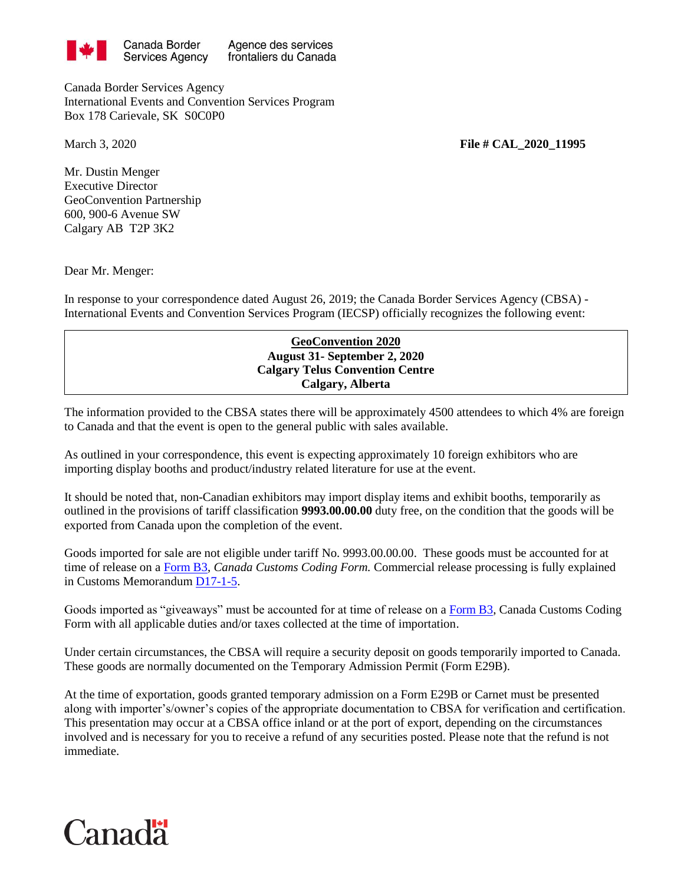Canada Border Services Agency | Agence des services frontaliers du Canada

Canada Border Services Agency
International Events and Convention Services Program
Box 178 Carievale, SK S0C0P0

March 3, 2020 **File # CAL_2020_11995**

Mr. Dustin Menger
Executive Director
GeoConvention Partnership
600, 900-6 Avenue SW
Calgary AB T2P 3K2

Dear Mr. Menger:

In response to your correspondence dated August 26, 2019; the Canada Border Services Agency (CBSA) - International Events and Convention Services Program (IECSP) officially recognizes the following event:

| **GeoConvention 2020**<br>**August 31- September 2, 2020**<br>**Calgary Telus Convention Centre**<br>**Calgary, Alberta** |
|---|

The information provided to the CBSA states there will be approximately 4500 attendees to which 4% are foreign to Canada and that the event is open to the general public with sales available.

As outlined in your correspondence, this event is expecting approximately 10 foreign exhibitors who are importing display booths and product/industry related literature for use at the event.

It should be noted that, non-Canadian exhibitors may import display items and exhibit booths, temporarily as outlined in the provisions of tariff classification **9993.00.00.00** duty free, on the condition that the goods will be exported from Canada upon the completion of the event.

Goods imported for sale are not eligible under tariff No. 9993.00.00.00. These goods must be accounted for at time of release on a Form B3, *Canada Customs Coding Form.* Commercial release processing is fully explained in Customs Memorandum D17-1-5.

Goods imported as "giveaways" must be accounted for at time of release on a Form B3, Canada Customs Coding Form with all applicable duties and/or taxes collected at the time of importation.

Under certain circumstances, the CBSA will require a security deposit on goods temporarily imported to Canada. These goods are normally documented on the Temporary Admission Permit (Form E29B).

At the time of exportation, goods granted temporary admission on a Form E29B or Carnet must be presented along with importer's/owner's copies of the appropriate documentation to CBSA for verification and certification. This presentation may occur at a CBSA office inland or at the port of export, depending on the circumstances involved and is necessary for you to receive a refund of any securities posted. Please note that the refund is not immediate.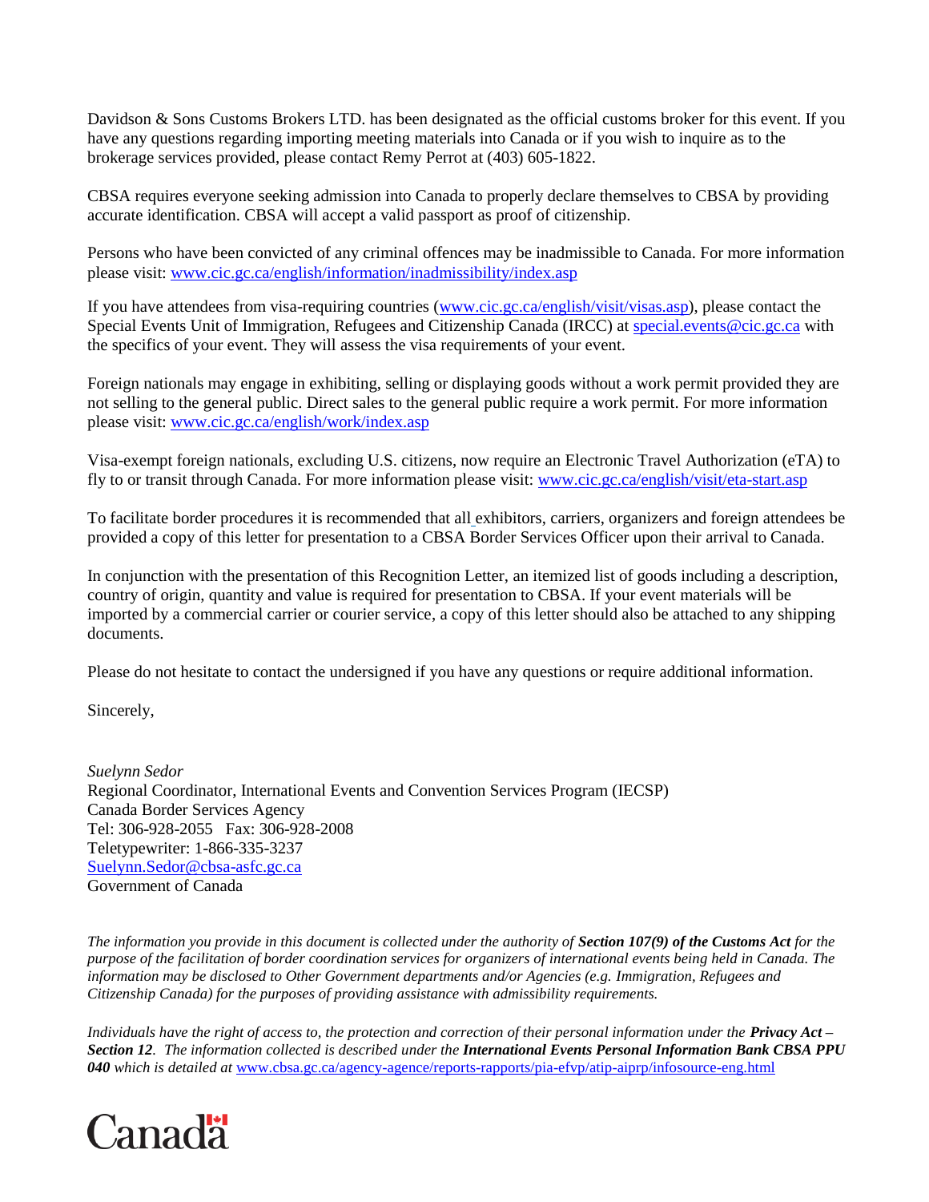Davidson & Sons Customs Brokers LTD. has been designated as the official customs broker for this event. If you have any questions regarding importing meeting materials into Canada or if you wish to inquire as to the brokerage services provided, please contact Remy Perrot at (403) 605-1822.

CBSA requires everyone seeking admission into Canada to properly declare themselves to CBSA by providing accurate identification. CBSA will accept a valid passport as proof of citizenship.

Persons who have been convicted of any criminal offences may be inadmissible to Canada. For more information please visit: [www.cic.gc.ca/english/information/inadmissibility/index.asp](www.cic.gc.ca/english/information/inadmissibility/index.asp)

If you have attendees from visa-requiring countries ([www.cic.gc.ca/english/visit/visas.asp](www.cic.gc.ca/english/visit/visas.asp)), please contact the Special Events Unit of Immigration, Refugees and Citizenship Canada (IRCC) at [special.events@cic.gc.ca](mailto:special.events@cic.gc.ca) with the specifics of your event. They will assess the visa requirements of your event.

Foreign nationals may engage in exhibiting, selling or displaying goods without a work permit provided they are not selling to the general public. Direct sales to the general public require a work permit. For more information please visit: [www.cic.gc.ca/english/work/index.asp](www.cic.gc.ca/english/work/index.asp)

Visa-exempt foreign nationals, excluding U.S. citizens, now require an Electronic Travel Authorization (eTA) to fly to or transit through Canada. For more information please visit: [www.cic.gc.ca/english/visit/eta-start.asp](www.cic.gc.ca/english/visit/eta-start.asp)

To facilitate border procedures it is recommended that all exhibitors, carriers, organizers and foreign attendees be provided a copy of this letter for presentation to a CBSA Border Services Officer upon their arrival to Canada.

In conjunction with the presentation of this Recognition Letter, an itemized list of goods including a description, country of origin, quantity and value is required for presentation to CBSA. If your event materials will be imported by a commercial carrier or courier service, a copy of this letter should also be attached to any shipping documents.

Please do not hesitate to contact the undersigned if you have any questions or require additional information.

Sincerely,

*Suelynn Sedor*
Regional Coordinator, International Events and Convention Services Program (IECSP)
Canada Border Services Agency
Tel: 306-928-2055 Fax: 306-928-2008
Teletypewriter: 1-866-335-3237
[Suelynn.Sedor@cbsa-asfc.gc.ca](mailto:Suelynn.Sedor@cbsa-asfc.gc.ca)
Government of Canada

*The information you provide in this document is collected under the authority of **Section 107(9) of the Customs Act** for the purpose of the facilitation of border coordination services for organizers of international events being held in Canada. The information may be disclosed to Other Government departments and/or Agencies (e.g. Immigration, Refugees and Citizenship Canada) for the purposes of providing assistance with admissibility requirements.*

*Individuals have the right of access to, the protection and correction of their personal information under the **Privacy Act – Section 12**. The information collected is described under the **International Events Personal Information Bank CBSA PPU 040** which is detailed at* [www.cbsa.gc.ca/agency-agence/reports-rapports/pia-efvp/atip-aiprp/infosource-eng.html](www.cbsa.gc.ca/agency-agence/reports-rapports/pia-efvp/atip-aiprp/infosource-eng.html)

Canada